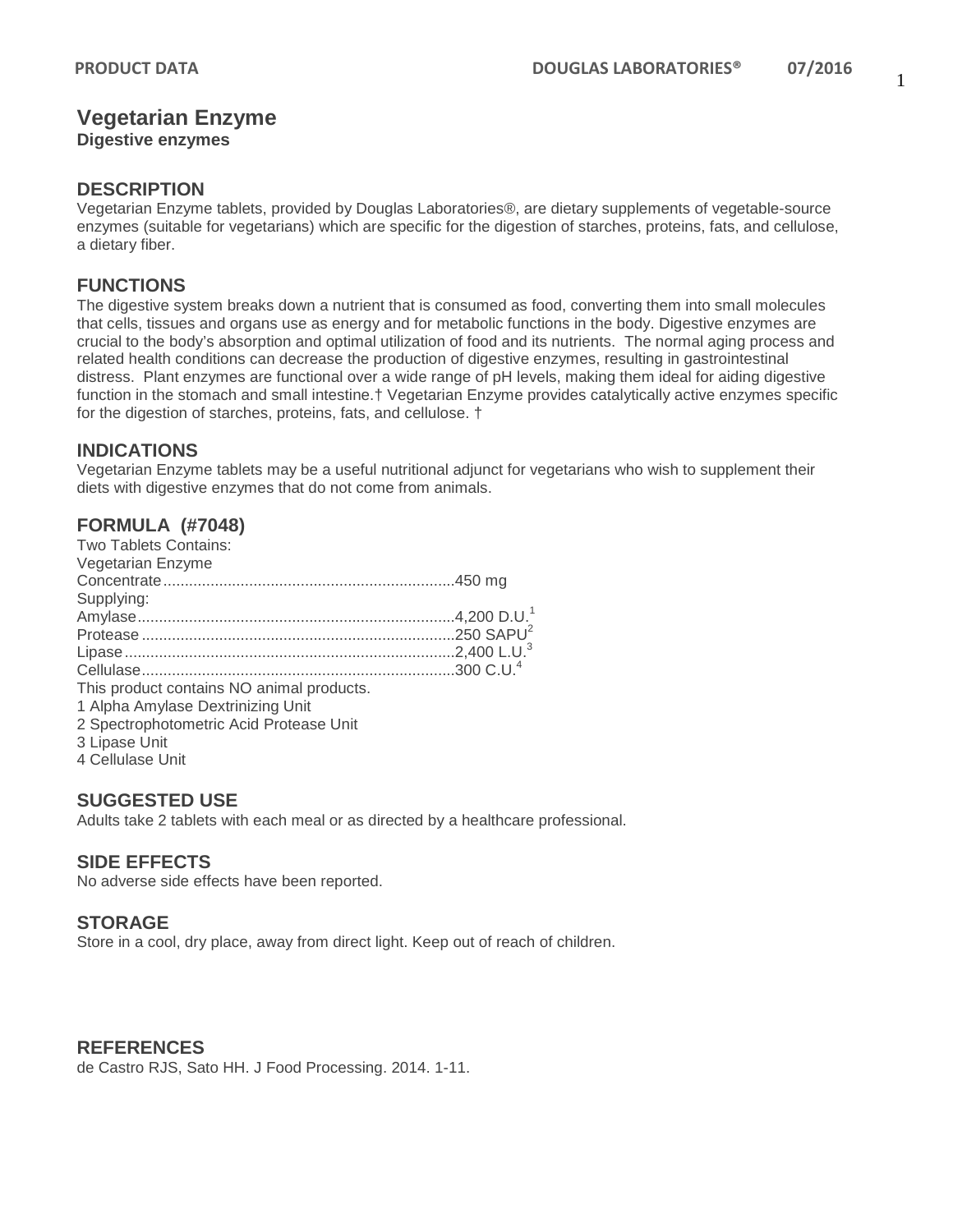# Vegetarian Enzyme

**Digestive enzymes**

## DESCRIPTION

Vegetarian Enzyme tablets, provided by Douglas Laboratories®, are dietary supplements of vegetable-source enzymes (suitable for vegetarians) which are specific for the digestion of starches, proteins, fats, and cellulose, a dietary fiber.

## FUNCTIONS

The digestive system breaks down a nutrient that is consumed as food, converting them into small molecules that cells, tissues and organs use as energy and for metabolic functions in the body. Digestive enzymes are crucial to the body's absorption and optimal utilization of food and its nutrients. The normal aging process and related health conditions can decrease the production of digestive enzymes, resulting in gastrointestinal distress. Plant enzymes are functional over a wide range of pH levels, making them ideal for aiding digestive function in the stomach and small intestine.† Vegetarian Enzyme provides catalytically active enzymes specific for the digestion of starches, proteins, fats, and cellulose. †

## INDICATIONS

Vegetarian Enzyme tablets may be a useful nutritional adjunct for vegetarians who wish to supplement their diets with digestive enzymes that do not come from animals.

## FORMULA (#7048)

Two Tablets Contains:

Vegetarian Enzyme Concentrate....................................................................450 mg

Supplying:

Amylase..........................................................................4,200 D.U.[1]

Protease.........................................................................250 SAPU[2]

Lipase.............................................................................2,400 L.U.[3]

Cellulase.........................................................................300 C.U.[4]

This product contains NO animal products.

1 Alpha Amylase Dextrinizing Unit

2 Spectrophotometric Acid Protease Unit

3 Lipase Unit

4 Cellulase Unit

## SUGGESTED USE

Adults take 2 tablets with each meal or as directed by a healthcare professional.

## SIDE EFFECTS

No adverse side effects have been reported.

## STORAGE

Store in a cool, dry place, away from direct light. Keep out of reach of children.

## REFERENCES

de Castro RJS, Sato HH. J Food Processing. 2014. 1-11.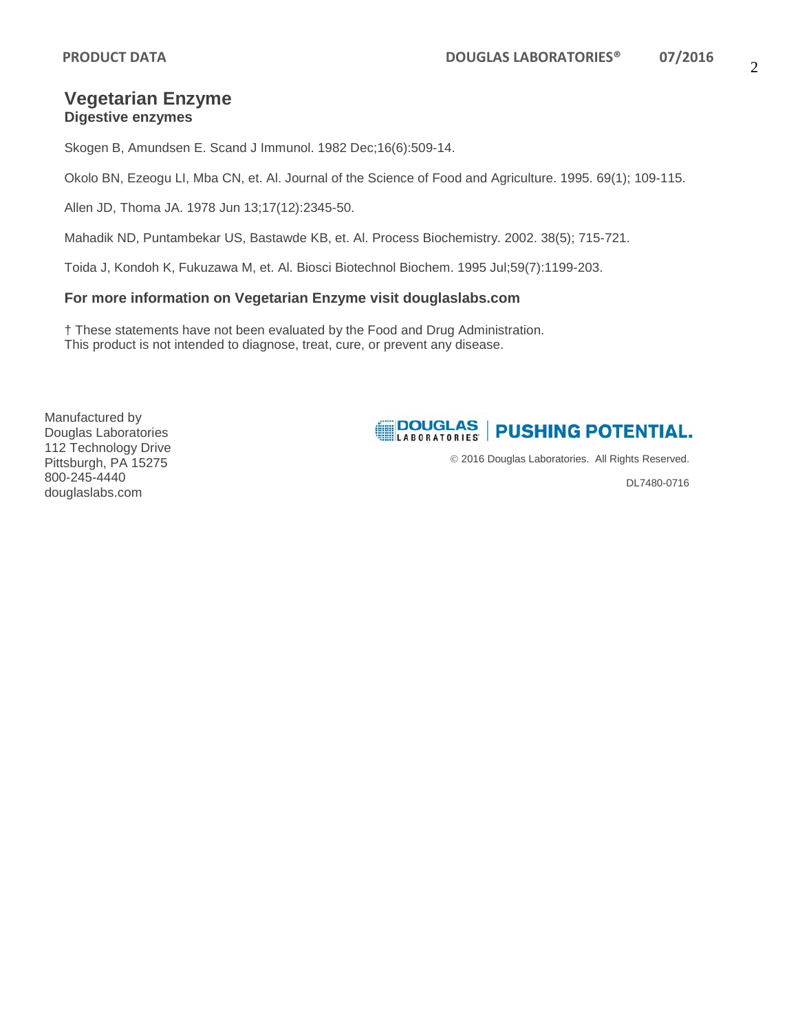# Vegetarian Enzyme

**Digestive enzymes**

Skogen B, Amundsen E. Scand J Immunol. 1982 Dec;16(6):509-14.

Okolo BN, Ezeogu LI, Mba CN, et. Al. Journal of the Science of Food and Agriculture. 1995. 69(1); 109-115.

Allen JD, Thoma JA. 1978 Jun 13;17(12):2345-50.

Mahadik ND, Puntambekar US, Bastawde KB, et. Al. Process Biochemistry. 2002. 38(5); 715-721.

Toida J, Kondoh K, Fukuzawa M, et. Al. Biosci Biotechnol Biochem. 1995 Jul;59(7):1199-203.

**For more information on Vegetarian Enzyme visit douglaslabs.com**

† These statements have not been evaluated by the Food and Drug Administration.
This product is not intended to diagnose, treat, cure, or prevent any disease.

Manufactured by
Douglas Laboratories
112 Technology Drive
Pittsburgh, PA 15275
800-245-4440
douglaslabs.com

DOUGLAS LABORATORIES | PUSHING POTENTIAL.

© 2016 Douglas Laboratories. All Rights Reserved.

DL7480-0716